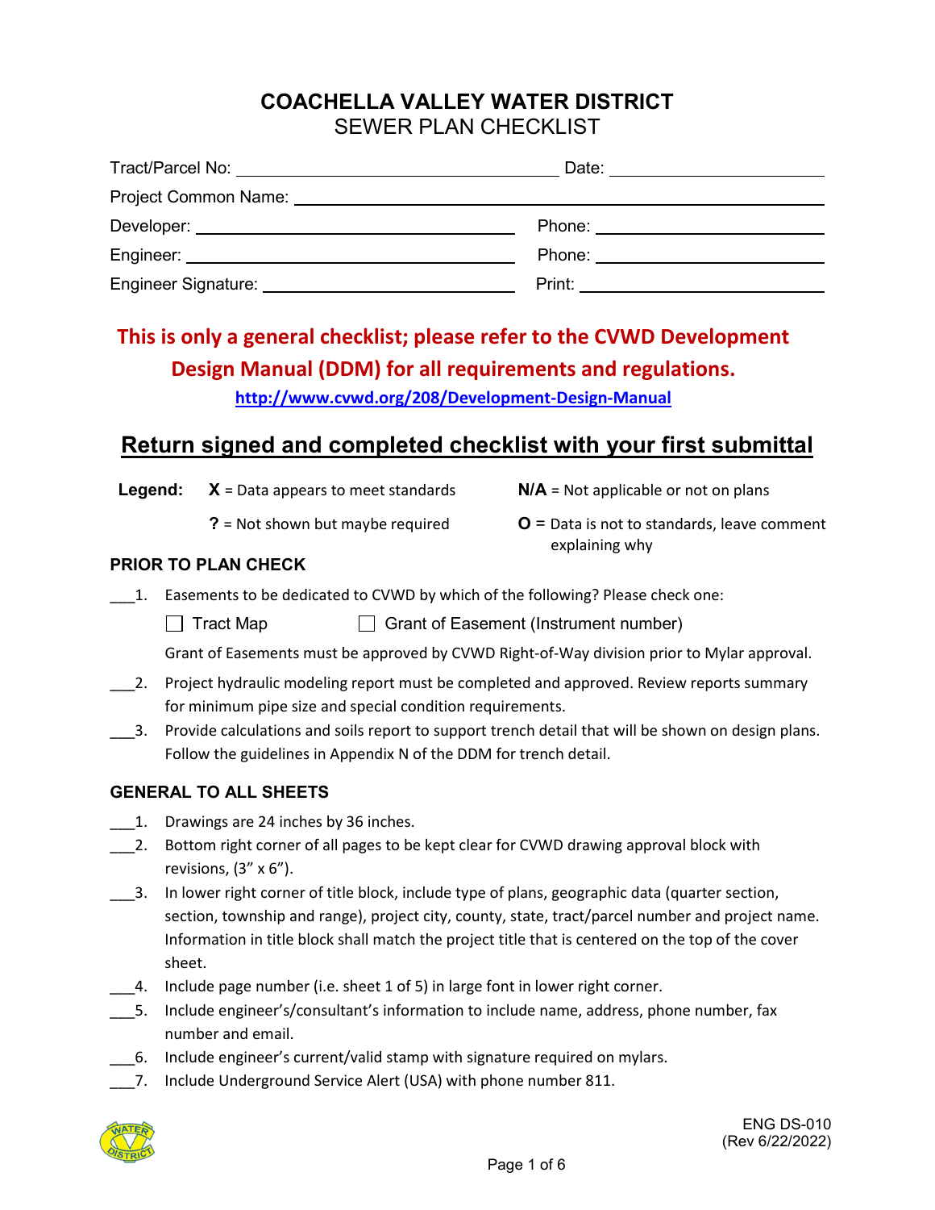# COACHELLA VALLEY WATER DISTRICT

## SEWER PLAN CHECKLIST

Tract/Parcel No: ______________________ Date: ______________

Project Common Name: ______________________________________

Developer: ______________________ Phone: ______________

Engineer: ______________________ Phone: ______________

Engineer Signature: ______________________ Print: ______________

**This is only a general checklist; please refer to the CVWD Development Design Manual (DDM) for all requirements and regulations.**

**http://www.cvwd.org/208/Development-Design-Manual**

## Return signed and completed checklist with your first submittal

**Legend:**

- **X** = Data appears to meet standards
- **N/A** = Not applicable or not on plans
- **?** = Not shown but maybe required
- **O** = Data is not to standards, leave comment explaining why

### PRIOR TO PLAN CHECK

___1. Easements to be dedicated to CVWD by which of the following? Please check one:

☐ Tract Map ☐ Grant of Easement (Instrument number)

Grant of Easements must be approved by CVWD Right-of-Way division prior to Mylar approval.

___2. Project hydraulic modeling report must be completed and approved. Review reports summary for minimum pipe size and special condition requirements.

___3. Provide calculations and soils report to support trench detail that will be shown on design plans. Follow the guidelines in Appendix N of the DDM for trench detail.

### GENERAL TO ALL SHEETS

___1. Drawings are 24 inches by 36 inches.

___2. Bottom right corner of all pages to be kept clear for CVWD drawing approval block with revisions, (3" x 6").

___3. In lower right corner of title block, include type of plans, geographic data (quarter section, section, township and range), project city, county, state, tract/parcel number and project name. Information in title block shall match the project title that is centered on the top of the cover sheet.

___4. Include page number (i.e. sheet 1 of 5) in large font in lower right corner.

___5. Include engineer's/consultant's information to include name, address, phone number, fax number and email.

___6. Include engineer's current/valid stamp with signature required on mylars.

___7. Include Underground Service Alert (USA) with phone number 811.

ENG DS-010
(Rev 6/22/2022)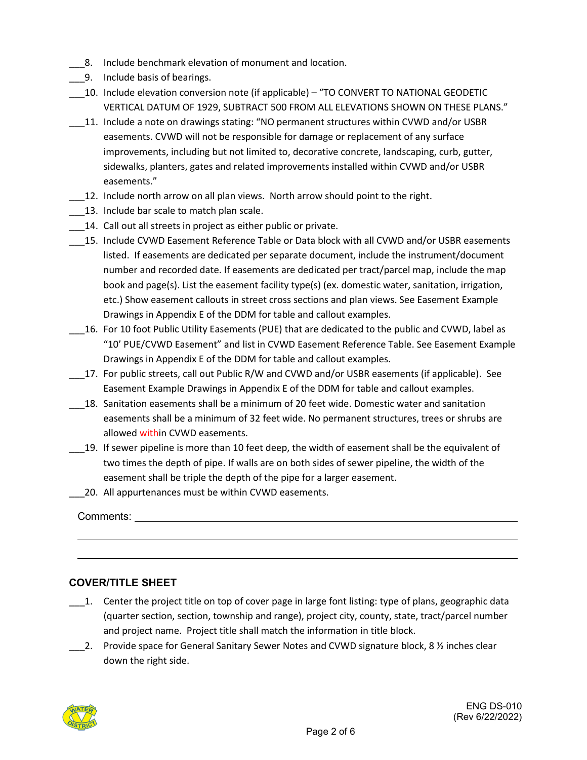___8. Include benchmark elevation of monument and location.

___9. Include basis of bearings.

___10. Include elevation conversion note (if applicable) – "TO CONVERT TO NATIONAL GEODETIC VERTICAL DATUM OF 1929, SUBTRACT 500 FROM ALL ELEVATIONS SHOWN ON THESE PLANS."

___11. Include a note on drawings stating: "NO permanent structures within CVWD and/or USBR easements. CVWD will not be responsible for damage or replacement of any surface improvements, including but not limited to, decorative concrete, landscaping, curb, gutter, sidewalks, planters, gates and related improvements installed within CVWD and/or USBR easements."

___12. Include north arrow on all plan views. North arrow should point to the right.

___13. Include bar scale to match plan scale.

___14. Call out all streets in project as either public or private.

___15. Include CVWD Easement Reference Table or Data block with all CVWD and/or USBR easements listed. If easements are dedicated per separate document, include the instrument/document number and recorded date. If easements are dedicated per tract/parcel map, include the map book and page(s). List the easement facility type(s) (ex. domestic water, sanitation, irrigation, etc.) Show easement callouts in street cross sections and plan views. See Easement Example Drawings in Appendix E of the DDM for table and callout examples.

___16. For 10 foot Public Utility Easements (PUE) that are dedicated to the public and CVWD, label as "10' PUE/CVWD Easement" and list in CVWD Easement Reference Table. See Easement Example Drawings in Appendix E of the DDM for table and callout examples.

___17. For public streets, call out Public R/W and CVWD and/or USBR easements (if applicable). See Easement Example Drawings in Appendix E of the DDM for table and callout examples.

___18. Sanitation easements shall be a minimum of 20 feet wide. Domestic water and sanitation easements shall be a minimum of 32 feet wide. No permanent structures, trees or shrubs are allowed within CVWD easements.

___19. If sewer pipeline is more than 10 feet deep, the width of easement shall be the equivalent of two times the depth of pipe. If walls are on both sides of sewer pipeline, the width of the easement shall be triple the depth of the pipe for a larger easement.

___20. All appurtenances must be within CVWD easements.

Comments: ______________________________________________

______________________________________________

______________________________________________

## COVER/TITLE SHEET

___1. Center the project title on top of cover page in large font listing: type of plans, geographic data (quarter section, section, township and range), project city, county, state, tract/parcel number and project name. Project title shall match the information in title block.

___2. Provide space for General Sanitary Sewer Notes and CVWD signature block, 8 ½ inches clear down the right side.

ENG DS-010
(Rev 6/22/2022)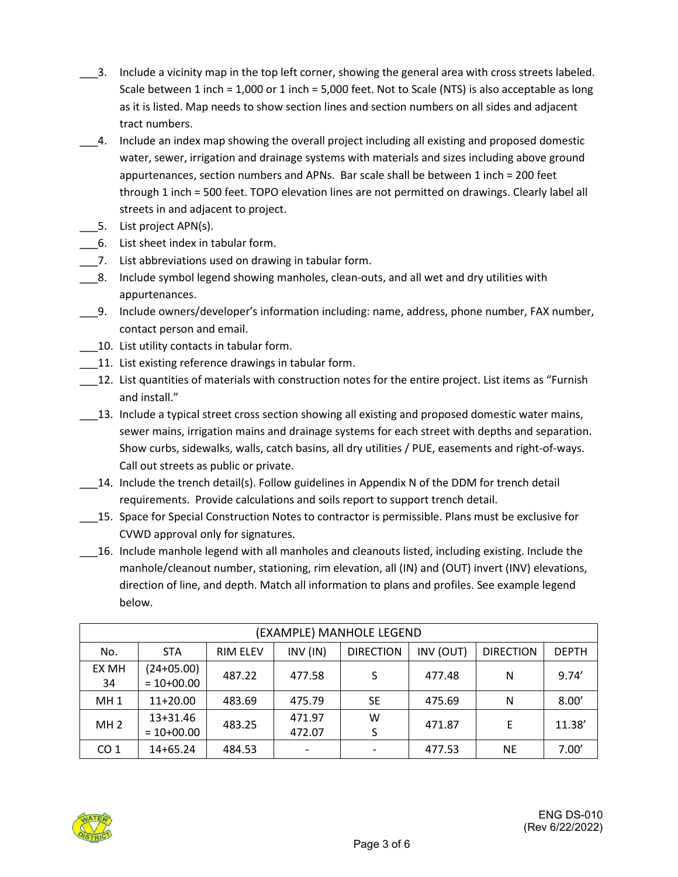___3. Include a vicinity map in the top left corner, showing the general area with cross streets labeled. Scale between 1 inch = 1,000 or 1 inch = 5,000 feet. Not to Scale (NTS) is also acceptable as long as it is listed. Map needs to show section lines and section numbers on all sides and adjacent tract numbers.

___4. Include an index map showing the overall project including all existing and proposed domestic water, sewer, irrigation and drainage systems with materials and sizes including above ground appurtenances, section numbers and APNs. Bar scale shall be between 1 inch = 200 feet through 1 inch = 500 feet. TOPO elevation lines are not permitted on drawings. Clearly label all streets in and adjacent to project.

___5. List project APN(s).

___6. List sheet index in tabular form.

___7. List abbreviations used on drawing in tabular form.

___8. Include symbol legend showing manholes, clean-outs, and all wet and dry utilities with appurtenances.

___9. Include owners/developer's information including: name, address, phone number, FAX number, contact person and email.

___10. List utility contacts in tabular form.

___11. List existing reference drawings in tabular form.

___12. List quantities of materials with construction notes for the entire project. List items as "Furnish and install."

___13. Include a typical street cross section showing all existing and proposed domestic water mains, sewer mains, irrigation mains and drainage systems for each street with depths and separation. Show curbs, sidewalks, walls, catch basins, all dry utilities / PUE, easements and right-of-ways. Call out streets as public or private.

___14. Include the trench detail(s). Follow guidelines in Appendix N of the DDM for trench detail requirements. Provide calculations and soils report to support trench detail.

___15. Space for Special Construction Notes to contractor is permissible. Plans must be exclusive for CVWD approval only for signatures.

___16. Include manhole legend with all manholes and cleanouts listed, including existing. Include the manhole/cleanout number, stationing, rim elevation, all (IN) and (OUT) invert (INV) elevations, direction of line, and depth. Match all information to plans and profiles. See example legend below.

| (EXAMPLE) MANHOLE LEGEND | | | | | | | |
|---|---|---|---|---|---|---|---|
| No. | STA | RIM ELEV | INV (IN) | DIRECTION | INV (OUT) | DIRECTION | DEPTH |
| EX MH 34 | (24+05.00) = 10+00.00 | 487.22 | 477.58 | S | 477.48 | N | 9.74' |
| MH 1 | 11+20.00 | 483.69 | 475.79 | SE | 475.69 | N | 8.00' |
| MH 2 | 13+31.46 = 10+00.00 | 483.25 | 471.97<br>472.07 | W<br>S | 471.87 | E | 11.38' |
| CO 1 | 14+65.24 | 484.53 | - | - | 477.53 | NE | 7.00' |

ENG DS-010
(Rev 6/22/2022)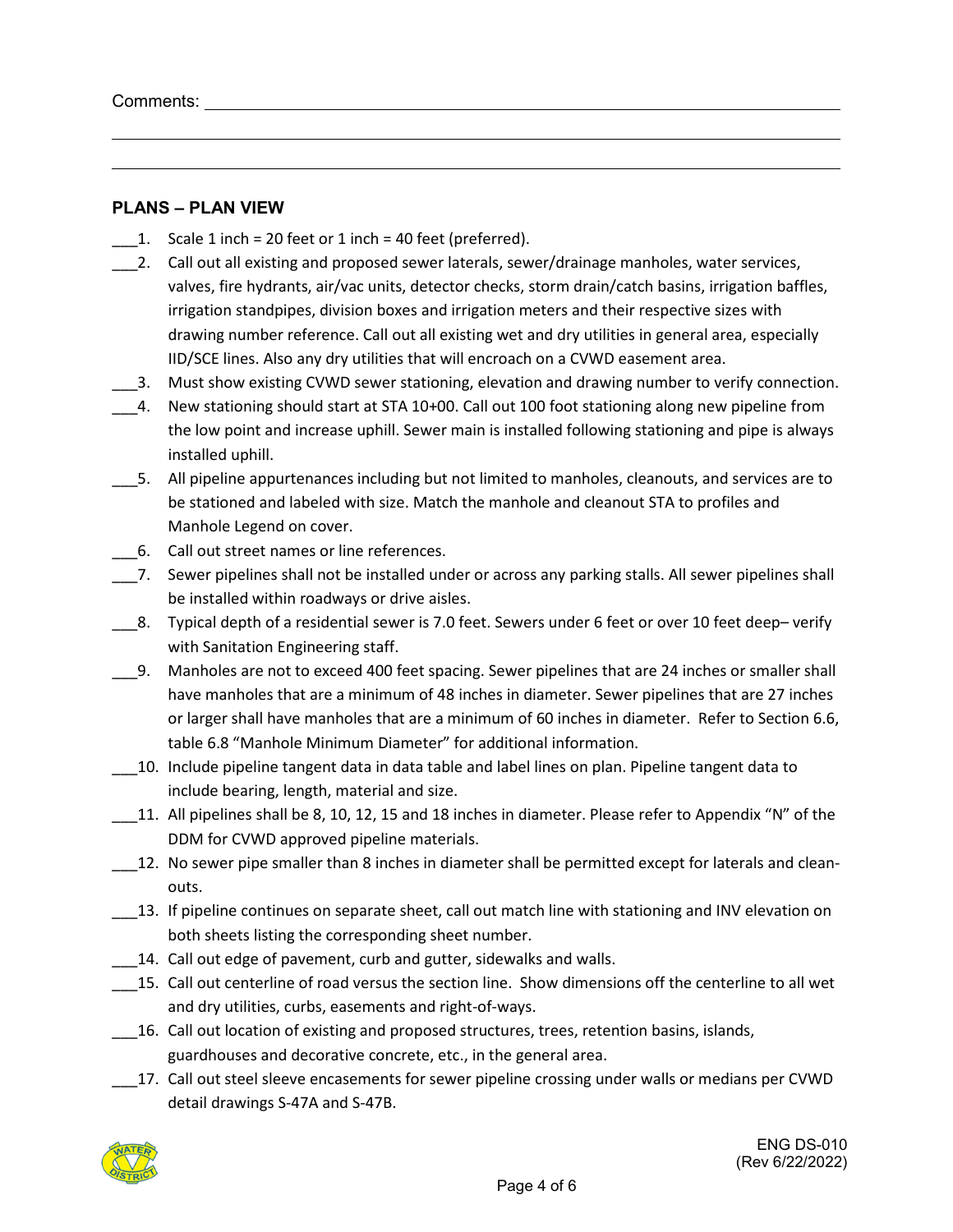Comments: ______________________________________________________________________

______________________________________________________________________

______________________________________________________________________

## PLANS – PLAN VIEW

___1. Scale 1 inch = 20 feet or 1 inch = 40 feet (preferred).

___2. Call out all existing and proposed sewer laterals, sewer/drainage manholes, water services, valves, fire hydrants, air/vac units, detector checks, storm drain/catch basins, irrigation baffles, irrigation standpipes, division boxes and irrigation meters and their respective sizes with drawing number reference. Call out all existing wet and dry utilities in general area, especially IID/SCE lines. Also any dry utilities that will encroach on a CVWD easement area.

___3. Must show existing CVWD sewer stationing, elevation and drawing number to verify connection.

___4. New stationing should start at STA 10+00. Call out 100 foot stationing along new pipeline from the low point and increase uphill. Sewer main is installed following stationing and pipe is always installed uphill.

___5. All pipeline appurtenances including but not limited to manholes, cleanouts, and services are to be stationed and labeled with size. Match the manhole and cleanout STA to profiles and Manhole Legend on cover.

___6. Call out street names or line references.

___7. Sewer pipelines shall not be installed under or across any parking stalls. All sewer pipelines shall be installed within roadways or drive aisles.

___8. Typical depth of a residential sewer is 7.0 feet. Sewers under 6 feet or over 10 feet deep– verify with Sanitation Engineering staff.

___9. Manholes are not to exceed 400 feet spacing. Sewer pipelines that are 24 inches or smaller shall have manholes that are a minimum of 48 inches in diameter. Sewer pipelines that are 27 inches or larger shall have manholes that are a minimum of 60 inches in diameter. Refer to Section 6.6, table 6.8 "Manhole Minimum Diameter" for additional information.

___10. Include pipeline tangent data in data table and label lines on plan. Pipeline tangent data to include bearing, length, material and size.

___11. All pipelines shall be 8, 10, 12, 15 and 18 inches in diameter. Please refer to Appendix "N" of the DDM for CVWD approved pipeline materials.

___12. No sewer pipe smaller than 8 inches in diameter shall be permitted except for laterals and clean-outs.

___13. If pipeline continues on separate sheet, call out match line with stationing and INV elevation on both sheets listing the corresponding sheet number.

___14. Call out edge of pavement, curb and gutter, sidewalks and walls.

___15. Call out centerline of road versus the section line. Show dimensions off the centerline to all wet and dry utilities, curbs, easements and right-of-ways.

___16. Call out location of existing and proposed structures, trees, retention basins, islands, guardhouses and decorative concrete, etc., in the general area.

___17. Call out steel sleeve encasements for sewer pipeline crossing under walls or medians per CVWD detail drawings S-47A and S-47B.

ENG DS-010
(Rev 6/22/2022)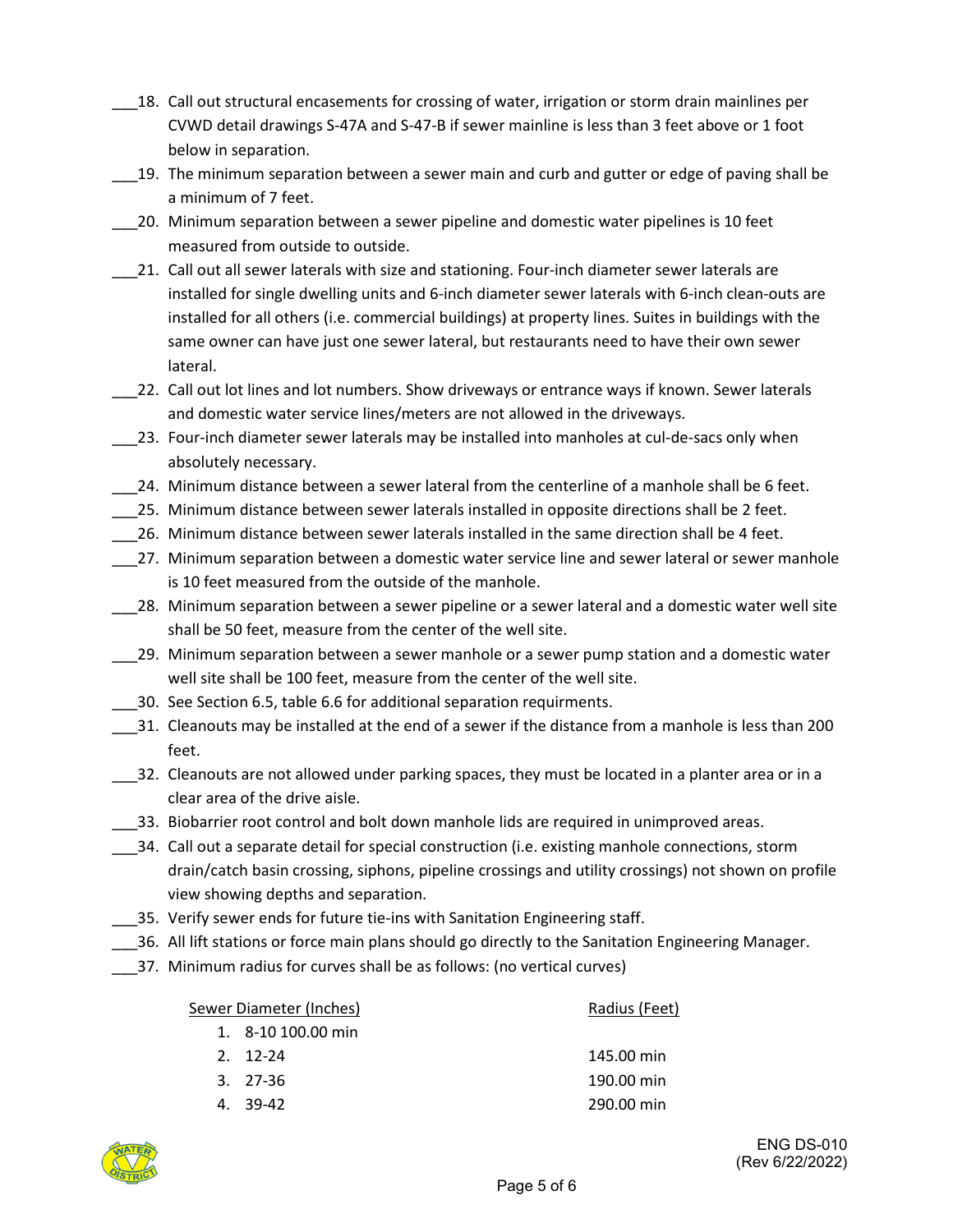___18. Call out structural encasements for crossing of water, irrigation or storm drain mainlines per CVWD detail drawings S-47A and S-47-B if sewer mainline is less than 3 feet above or 1 foot below in separation.

___19. The minimum separation between a sewer main and curb and gutter or edge of paving shall be a minimum of 7 feet.

___20. Minimum separation between a sewer pipeline and domestic water pipelines is 10 feet measured from outside to outside.

___21. Call out all sewer laterals with size and stationing. Four-inch diameter sewer laterals are installed for single dwelling units and 6-inch diameter sewer laterals with 6-inch clean-outs are installed for all others (i.e. commercial buildings) at property lines. Suites in buildings with the same owner can have just one sewer lateral, but restaurants need to have their own sewer lateral.

___22. Call out lot lines and lot numbers. Show driveways or entrance ways if known. Sewer laterals and domestic water service lines/meters are not allowed in the driveways.

___23. Four-inch diameter sewer laterals may be installed into manholes at cul-de-sacs only when absolutely necessary.

___24. Minimum distance between a sewer lateral from the centerline of a manhole shall be 6 feet.

___25. Minimum distance between sewer laterals installed in opposite directions shall be 2 feet.

___26. Minimum distance between sewer laterals installed in the same direction shall be 4 feet.

___27. Minimum separation between a domestic water service line and sewer lateral or sewer manhole is 10 feet measured from the outside of the manhole.

___28. Minimum separation between a sewer pipeline or a sewer lateral and a domestic water well site shall be 50 feet, measure from the center of the well site.

___29. Minimum separation between a sewer manhole or a sewer pump station and a domestic water well site shall be 100 feet, measure from the center of the well site.

___30. See Section 6.5, table 6.6 for additional separation requirments.

___31. Cleanouts may be installed at the end of a sewer if the distance from a manhole is less than 200 feet.

___32. Cleanouts are not allowed under parking spaces, they must be located in a planter area or in a clear area of the drive aisle.

___33. Biobarrier root control and bolt down manhole lids are required in unimproved areas.

___34. Call out a separate detail for special construction (i.e. existing manhole connections, storm drain/catch basin crossing, siphons, pipeline crossings and utility crossings) not shown on profile view showing depths and separation.

___35. Verify sewer ends for future tie-ins with Sanitation Engineering staff.

___36. All lift stations or force main plans should go directly to the Sanitation Engineering Manager.

___37. Minimum radius for curves shall be as follows: (no vertical curves)

| Sewer Diameter (Inches) | Radius (Feet) |
|---|---|
| 1. 8-10 | 100.00 min |
| 2. 12-24 | 145.00 min |
| 3. 27-36 | 190.00 min |
| 4. 39-42 | 290.00 min |

ENG DS-010
(Rev 6/22/2022)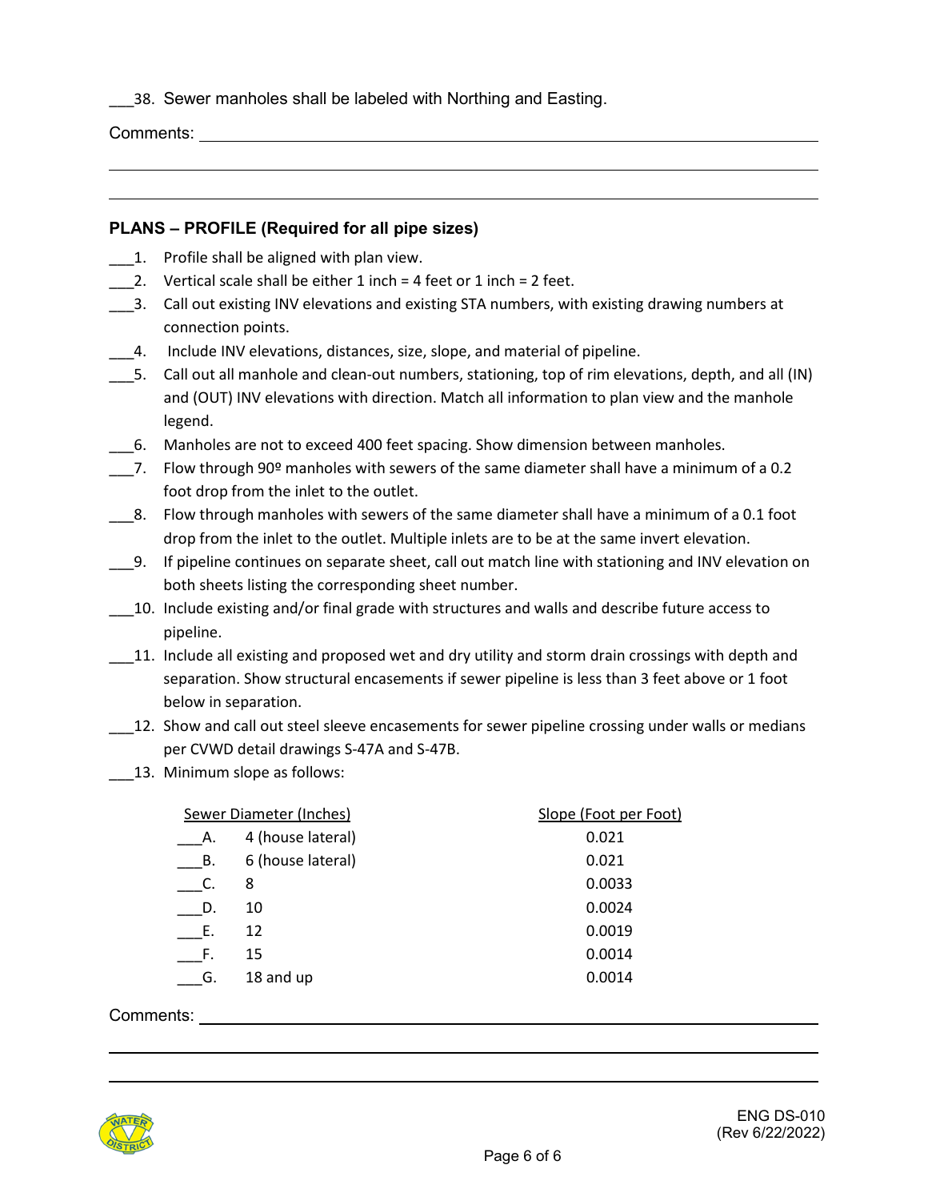___38. Sewer manholes shall be labeled with Northing and Easting.

Comments: ________________________________________________________________

________________________________________________________________

________________________________________________________________

**PLANS – PROFILE (Required for all pipe sizes)**

___1. Profile shall be aligned with plan view.

___2. Vertical scale shall be either 1 inch = 4 feet or 1 inch = 2 feet.

___3. Call out existing INV elevations and existing STA numbers, with existing drawing numbers at connection points.

___4. Include INV elevations, distances, size, slope, and material of pipeline.

___5. Call out all manhole and clean-out numbers, stationing, top of rim elevations, depth, and all (IN) and (OUT) INV elevations with direction. Match all information to plan view and the manhole legend.

___6. Manholes are not to exceed 400 feet spacing. Show dimension between manholes.

___7. Flow through 90º manholes with sewers of the same diameter shall have a minimum of a 0.2 foot drop from the inlet to the outlet.

___8. Flow through manholes with sewers of the same diameter shall have a minimum of a 0.1 foot drop from the inlet to the outlet. Multiple inlets are to be at the same invert elevation.

___9. If pipeline continues on separate sheet, call out match line with stationing and INV elevation on both sheets listing the corresponding sheet number.

___10. Include existing and/or final grade with structures and walls and describe future access to pipeline.

___11. Include all existing and proposed wet and dry utility and storm drain crossings with depth and separation. Show structural encasements if sewer pipeline is less than 3 feet above or 1 foot below in separation.

___12. Show and call out steel sleeve encasements for sewer pipeline crossing under walls or medians per CVWD detail drawings S-47A and S-47B.

___13. Minimum slope as follows:

| | Sewer Diameter (Inches) | Slope (Foot per Foot) |
|---|---|---|
| ___A. | 4 (house lateral) | 0.021 |
| ___B. | 6 (house lateral) | 0.021 |
| ___C. | 8 | 0.0033 |
| ___D. | 10 | 0.0024 |
| ___E. | 12 | 0.0019 |
| ___F. | 15 | 0.0014 |
| ___G. | 18 and up | 0.0014 |

Comments: ________________________________________________________________

________________________________________________________________

________________________________________________________________

ENG DS-010
(Rev 6/22/2022)